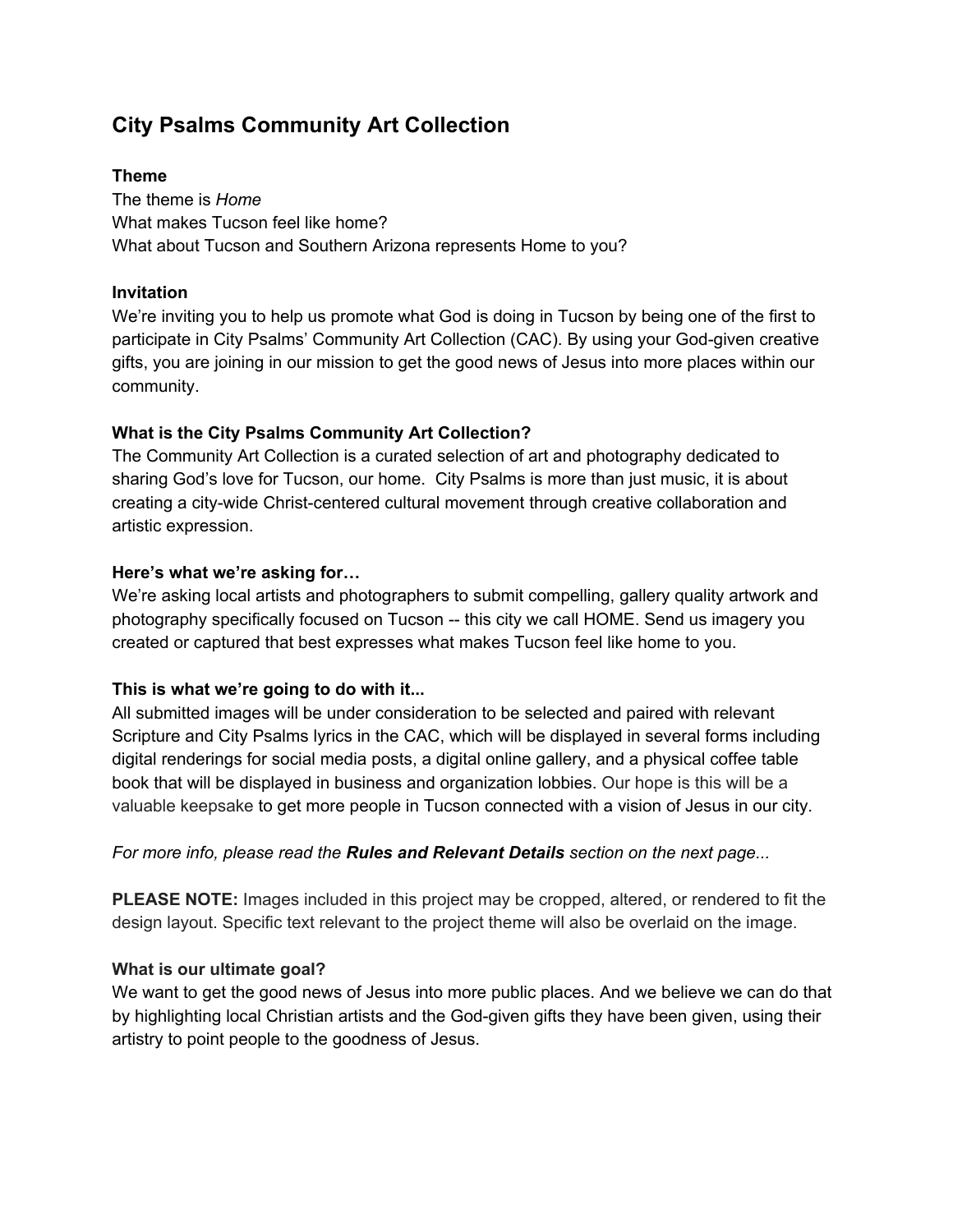# City Psalms Community Art Collection

**Theme**

The theme is *Home*
What makes Tucson feel like home?
What about Tucson and Southern Arizona represents Home to you?

**Invitation**

We're inviting you to help us promote what God is doing in Tucson by being one of the first to participate in City Psalms' Community Art Collection (CAC). By using your God-given creative gifts, you are joining in our mission to get the good news of Jesus into more places within our community.

**What is the City Psalms Community Art Collection?**

The Community Art Collection is a curated selection of art and photography dedicated to sharing God's love for Tucson, our home. City Psalms is more than just music, it is about creating a city-wide Christ-centered cultural movement through creative collaboration and artistic expression.

**Here's what we're asking for…**

We're asking local artists and photographers to submit compelling, gallery quality artwork and photography specifically focused on Tucson -- this city we call HOME. Send us imagery you created or captured that best expresses what makes Tucson feel like home to you.

**This is what we're going to do with it...**

All submitted images will be under consideration to be selected and paired with relevant Scripture and City Psalms lyrics in the CAC, which will be displayed in several forms including digital renderings for social media posts, a digital online gallery, and a physical coffee table book that will be displayed in business and organization lobbies. Our hope is this will be a valuable keepsake to get more people in Tucson connected with a vision of Jesus in our city.

*For more info, please read the **Rules and Relevant Details** section on the next page...*

**PLEASE NOTE:** Images included in this project may be cropped, altered, or rendered to fit the design layout. Specific text relevant to the project theme will also be overlaid on the image.

**What is our ultimate goal?**

We want to get the good news of Jesus into more public places. And we believe we can do that by highlighting local Christian artists and the God-given gifts they have been given, using their artistry to point people to the goodness of Jesus.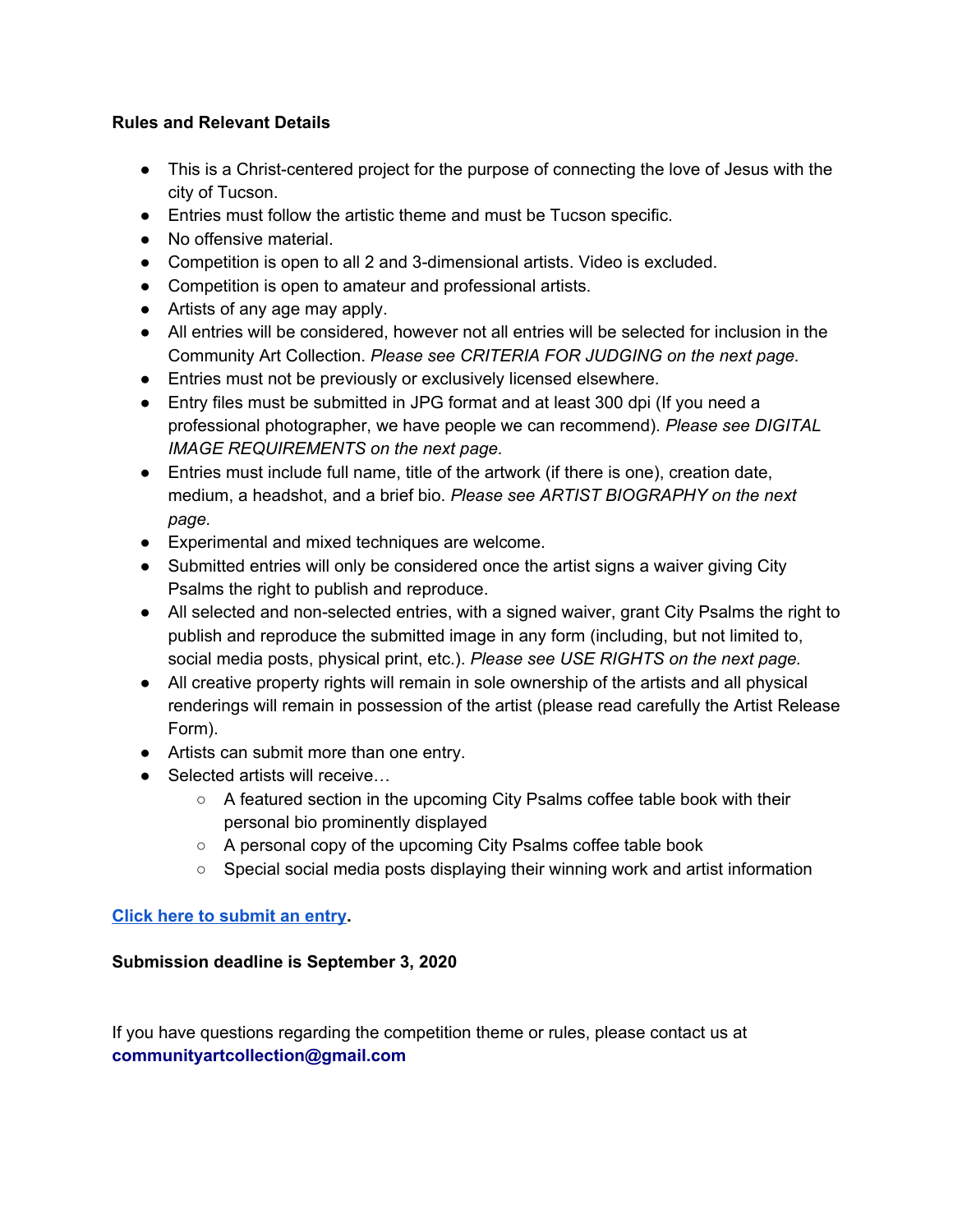**Rules and Relevant Details**

- This is a Christ-centered project for the purpose of connecting the love of Jesus with the city of Tucson.
- Entries must follow the artistic theme and must be Tucson specific.
- No offensive material.
- Competition is open to all 2 and 3-dimensional artists. Video is excluded.
- Competition is open to amateur and professional artists.
- Artists of any age may apply.
- All entries will be considered, however not all entries will be selected for inclusion in the Community Art Collection. *Please see CRITERIA FOR JUDGING on the next page.*
- Entries must not be previously or exclusively licensed elsewhere.
- Entry files must be submitted in JPG format and at least 300 dpi (If you need a professional photographer, we have people we can recommend). *Please see DIGITAL IMAGE REQUIREMENTS on the next page.*
- Entries must include full name, title of the artwork (if there is one), creation date, medium, a headshot, and a brief bio. *Please see ARTIST BIOGRAPHY on the next page.*
- Experimental and mixed techniques are welcome.
- Submitted entries will only be considered once the artist signs a waiver giving City Psalms the right to publish and reproduce.
- All selected and non-selected entries, with a signed waiver, grant City Psalms the right to publish and reproduce the submitted image in any form (including, but not limited to, social media posts, physical print, etc.). *Please see USE RIGHTS on the next page.*
- All creative property rights will remain in sole ownership of the artists and all physical renderings will remain in possession of the artist (please read carefully the Artist Release Form).
- Artists can submit more than one entry.
- Selected artists will receive…
  - A featured section in the upcoming City Psalms coffee table book with their personal bio prominently displayed
  - A personal copy of the upcoming City Psalms coffee table book
  - Special social media posts displaying their winning work and artist information

**Click here to submit an entry.**

**Submission deadline is September 3, 2020**

If you have questions regarding the competition theme or rules, please contact us at **communityartcollection@gmail.com**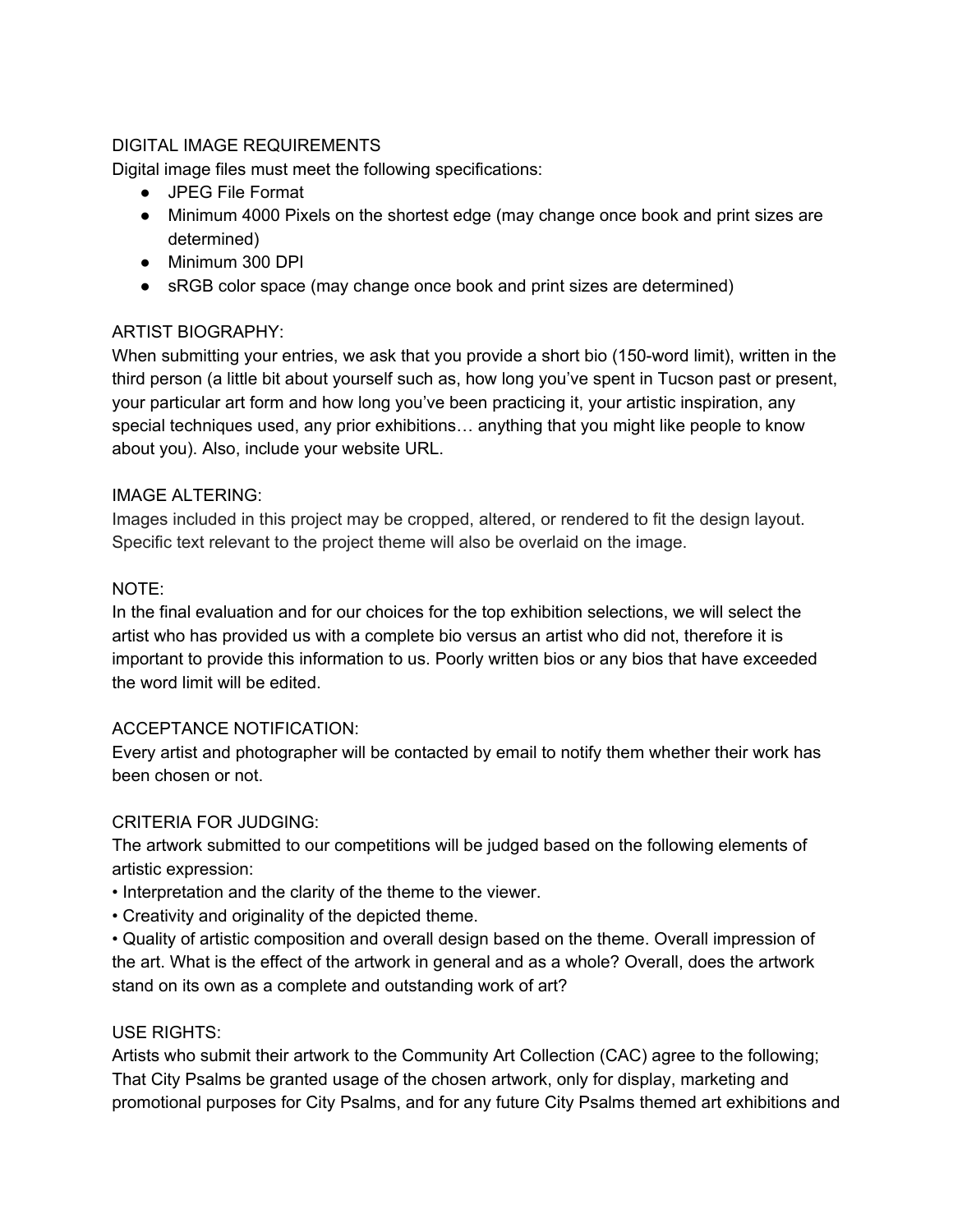## DIGITAL IMAGE REQUIREMENTS

Digital image files must meet the following specifications:

- JPEG File Format
- Minimum 4000 Pixels on the shortest edge (may change once book and print sizes are determined)
- Minimum 300 DPI
- sRGB color space (may change once book and print sizes are determined)

## ARTIST BIOGRAPHY:

When submitting your entries, we ask that you provide a short bio (150-word limit), written in the third person (a little bit about yourself such as, how long you've spent in Tucson past or present, your particular art form and how long you've been practicing it, your artistic inspiration, any special techniques used, any prior exhibitions… anything that you might like people to know about you). Also, include your website URL.

## IMAGE ALTERING:

Images included in this project may be cropped, altered, or rendered to fit the design layout. Specific text relevant to the project theme will also be overlaid on the image.

## NOTE:

In the final evaluation and for our choices for the top exhibition selections, we will select the artist who has provided us with a complete bio versus an artist who did not, therefore it is important to provide this information to us. Poorly written bios or any bios that have exceeded the word limit will be edited.

## ACCEPTANCE NOTIFICATION:

Every artist and photographer will be contacted by email to notify them whether their work has been chosen or not.

## CRITERIA FOR JUDGING:

The artwork submitted to our competitions will be judged based on the following elements of artistic expression:

- Interpretation and the clarity of the theme to the viewer.
- Creativity and originality of the depicted theme.
- Quality of artistic composition and overall design based on the theme. Overall impression of the art. What is the effect of the artwork in general and as a whole? Overall, does the artwork stand on its own as a complete and outstanding work of art?

## USE RIGHTS:

Artists who submit their artwork to the Community Art Collection (CAC) agree to the following; That City Psalms be granted usage of the chosen artwork, only for display, marketing and promotional purposes for City Psalms, and for any future City Psalms themed art exhibitions and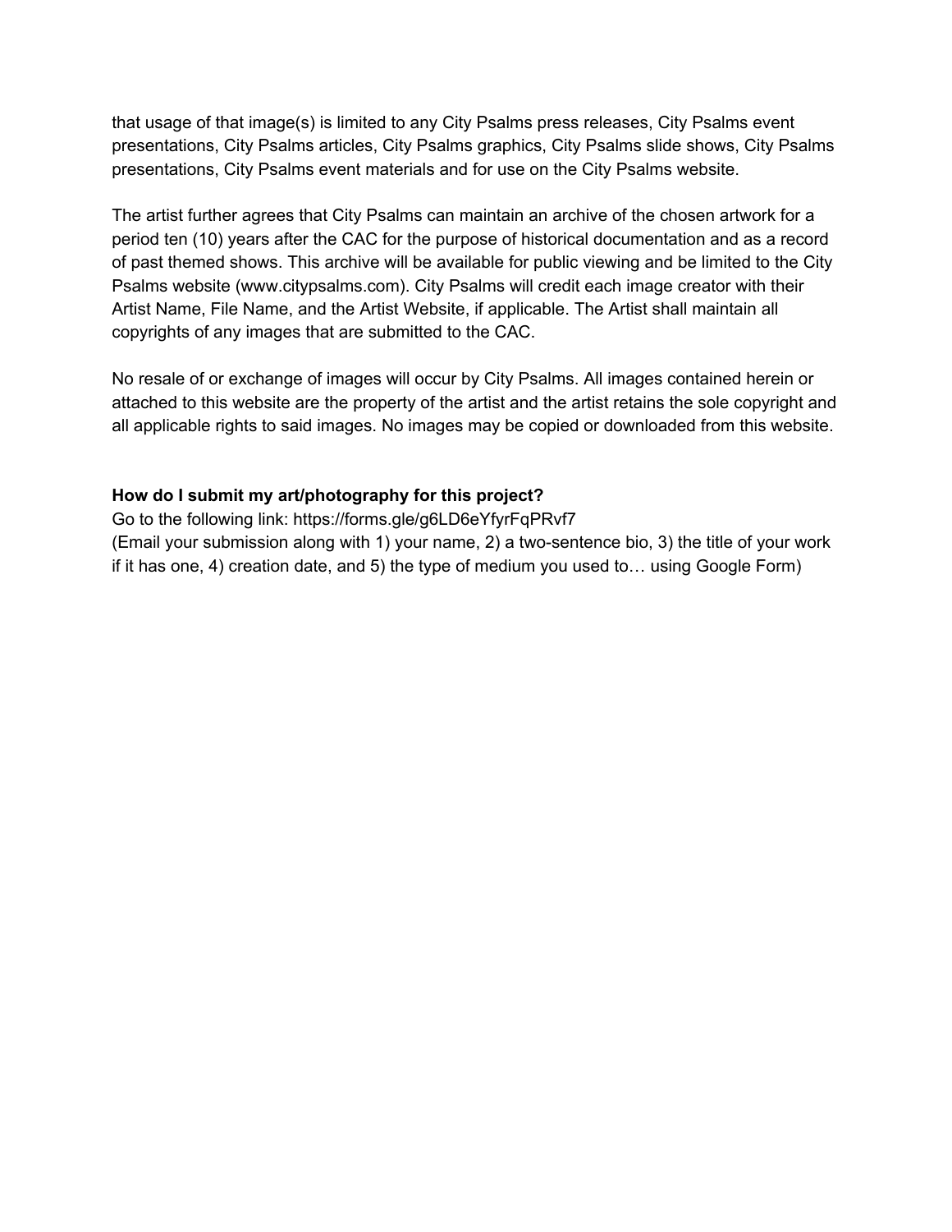that usage of that image(s) is limited to any City Psalms press releases, City Psalms event presentations, City Psalms articles, City Psalms graphics, City Psalms slide shows, City Psalms presentations, City Psalms event materials and for use on the City Psalms website.

The artist further agrees that City Psalms can maintain an archive of the chosen artwork for a period ten (10) years after the CAC for the purpose of historical documentation and as a record of past themed shows. This archive will be available for public viewing and be limited to the City Psalms website (www.citypsalms.com). City Psalms will credit each image creator with their Artist Name, File Name, and the Artist Website, if applicable. The Artist shall maintain all copyrights of any images that are submitted to the CAC.

No resale of or exchange of images will occur by City Psalms. All images contained herein or attached to this website are the property of the artist and the artist retains the sole copyright and all applicable rights to said images. No images may be copied or downloaded from this website.

**How do I submit my art/photography for this project?**
Go to the following link: https://forms.gle/g6LD6eYfyrFqPRvf7
(Email your submission along with 1) your name, 2) a two-sentence bio, 3) the title of your work if it has one, 4) creation date, and 5) the type of medium you used to… using Google Form)